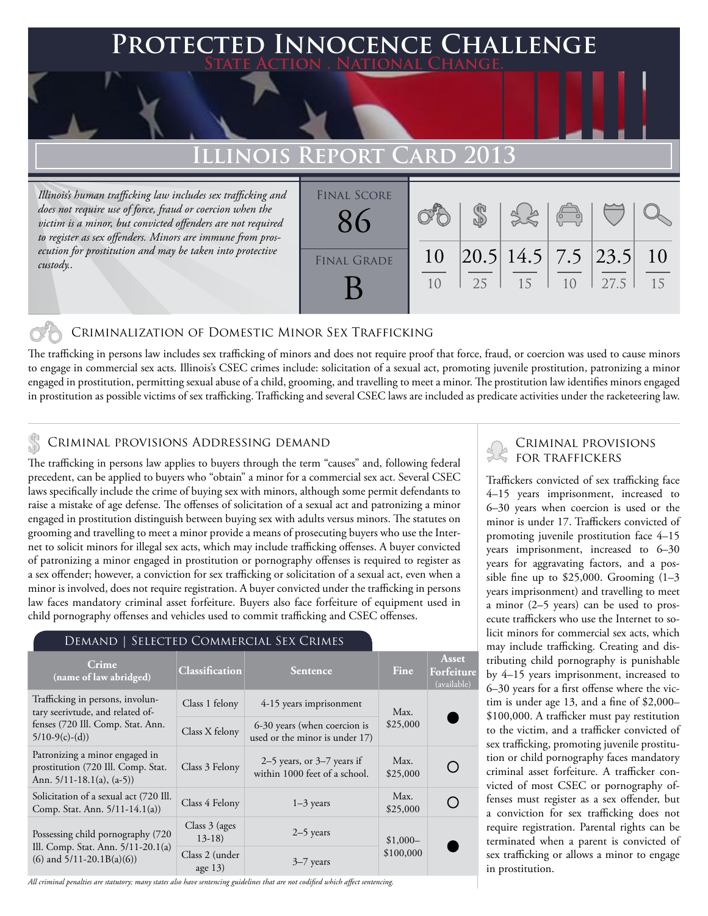# Protected Innocence Challenge

State Action . National Change.

## Illinois Report Card 2013

*Illinois's human trafficking law includes sex trafficking and does not require use of force, fraud or coercion when the victim is a minor, but convicted offenders are not required to register as sex offenders. Minors are immune from prosecution for prostitution and may be taken into protective custody..*

| Final Score | Criminalization of Domestic Minor Sex Trafficking | Criminal Provisions Addressing Demand | Criminal Provisions for Traffickers | Criminal Provisions for Facilitators | Protective Provisions for the Child Victims | Criminal Justice Tools for Investigation and Prosecutions |
|---|---|---|---|---|---|---|
| 86 | 10/10 | 20.5/25 | 14.5/15 | 7.5/10 | 23.5/27.5 | 10/15 |

**Final Grade: B**

### Criminalization of Domestic Minor Sex Trafficking

The trafficking in persons law includes sex trafficking of minors and does not require proof that force, fraud, or coercion was used to cause minors to engage in commercial sex acts. Illinois's CSEC crimes include: solicitation of a sexual act, promoting juvenile prostitution, patronizing a minor engaged in prostitution, permitting sexual abuse of a child, grooming, and travelling to meet a minor. The prostitution law identifies minors engaged in prostitution as possible victims of sex trafficking. Trafficking and several CSEC laws are included as predicate activities under the racketeering law.

### Criminal provisions Addressing demand

The trafficking in persons law applies to buyers through the term "causes" and, following federal precedent, can be applied to buyers who "obtain" a minor for a commercial sex act. Several CSEC laws specifically include the crime of buying sex with minors, although some permit defendants to raise a mistake of age defense. The offenses of solicitation of a sexual act and patronizing a minor engaged in prostitution distinguish between buying sex with adults versus minors. The statutes on grooming and travelling to meet a minor provide a means of prosecuting buyers who use the Internet to solicit minors for illegal sex acts, which may include trafficking offenses. A buyer convicted of patronizing a minor engaged in prostitution or pornography offenses is required to register as a sex offender; however, a conviction for sex trafficking or solicitation of a sexual act, even when a minor is involved, does not require registration. A buyer convicted under the trafficking in persons law faces mandatory criminal asset forfeiture. Buyers also face forfeiture of equipment used in child pornography offenses and vehicles used to commit trafficking and CSEC offenses.

#### Demand | Selected Commercial Sex Crimes

| Crime (name of law abridged) | Classification | Sentence | Fine | Asset Forfeiture (available) |
|---|---|---|---|---|
| Trafficking in persons, involuntary seerivtude, and related offenses (720 Ill. Comp. Stat. Ann. 5/10-9(c)-(d)) | Class 1 felony | 4-15 years imprisonment | Max. $25,000 | ● |
| | Class X felony | 6-30 years (when coercion is used or the minor is under 17) | | |
| Patronizing a minor engaged in prostitution (720 Ill. Comp. Stat. Ann. 5/11-18.1(a), (a-5)) | Class 3 Felony | 2–5 years, or 3–7 years if within 1000 feet of a school. | Max. $25,000 | ○ |
| Solicitation of a sexual act (720 Ill. Comp. Stat. Ann. 5/11-14.1(a)) | Class 4 Felony | 1–3 years | Max. $25,000 | ○ |
| Possessing child pornography (720 Ill. Comp. Stat. Ann. 5/11-20.1(a)(6) and 5/11-20.1B(a)(6)) | Class 3 (ages 13-18) | 2–5 years | $1,000–$100,000 | ● |
| | Class 2 (under age 13) | 3–7 years | | |

*All criminal penalties are statutory; many states also have sentencing guidelines that are not codified which affect sentencing.*

### Criminal provisions for traffickers

Traffickers convicted of sex trafficking face 4–15 years imprisonment, increased to 6–30 years when coercion is used or the minor is under 17. Traffickers convicted of promoting juvenile prostitution face 4–15 years imprisonment, increased to 6–30 years for aggravating factors, and a possible fine up to $25,000. Grooming (1–3 years imprisonment) and travelling to meet a minor (2–5 years) can be used to prosecute traffickers who use the Internet to solicit minors for commercial sex acts, which may include trafficking. Creating and distributing child pornography is punishable by 4–15 years imprisonment, increased to 6–30 years for a first offense where the victim is under age 13, and a fine of $2,000–$100,000. A trafficker must pay restitution to the victim, and a trafficker convicted of sex trafficking, promoting juvenile prostitution or child pornography faces mandatory criminal asset forfeiture. A trafficker convicted of most CSEC or pornography offenses must register as a sex offender, but a conviction for sex trafficking does not require registration. Parental rights can be terminated when a parent is convicted of sex trafficking or allows a minor to engage in prostitution.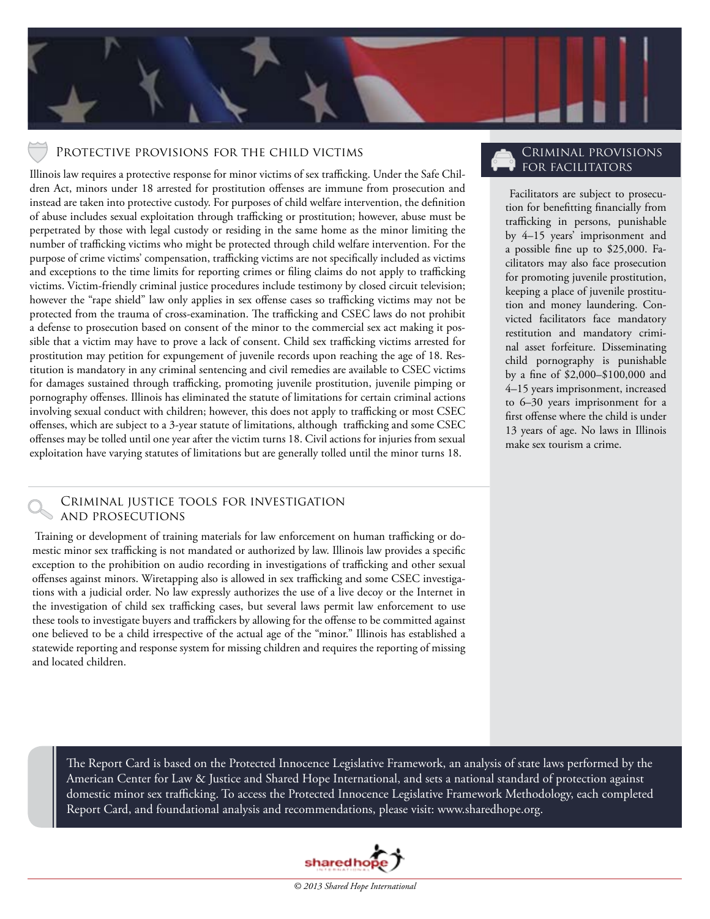## Protective provisions for the child victims

Illinois law requires a protective response for minor victims of sex trafficking. Under the Safe Children Act, minors under 18 arrested for prostitution offenses are immune from prosecution and instead are taken into protective custody. For purposes of child welfare intervention, the definition of abuse includes sexual exploitation through trafficking or prostitution; however, abuse must be perpetrated by those with legal custody or residing in the same home as the minor limiting the number of trafficking victims who might be protected through child welfare intervention. For the purpose of crime victims' compensation, trafficking victims are not specifically included as victims and exceptions to the time limits for reporting crimes or filing claims do not apply to trafficking victims. Victim-friendly criminal justice procedures include testimony by closed circuit television; however the "rape shield" law only applies in sex offense cases so trafficking victims may not be protected from the trauma of cross-examination. The trafficking and CSEC laws do not prohibit a defense to prosecution based on consent of the minor to the commercial sex act making it possible that a victim may have to prove a lack of consent. Child sex trafficking victims arrested for prostitution may petition for expungement of juvenile records upon reaching the age of 18. Restitution is mandatory in any criminal sentencing and civil remedies are available to CSEC victims for damages sustained through trafficking, promoting juvenile prostitution, juvenile pimping or pornography offenses. Illinois has eliminated the statute of limitations for certain criminal actions involving sexual conduct with children; however, this does not apply to trafficking or most CSEC offenses, which are subject to a 3-year statute of limitations, although trafficking and some CSEC offenses may be tolled until one year after the victim turns 18. Civil actions for injuries from sexual exploitation have varying statutes of limitations but are generally tolled until the minor turns 18.

## Criminal justice tools for investigation and prosecutions

Training or development of training materials for law enforcement on human trafficking or domestic minor sex trafficking is not mandated or authorized by law. Illinois law provides a specific exception to the prohibition on audio recording in investigations of trafficking and other sexual offenses against minors. Wiretapping also is allowed in sex trafficking and some CSEC investigations with a judicial order. No law expressly authorizes the use of a live decoy or the Internet in the investigation of child sex trafficking cases, but several laws permit law enforcement to use these tools to investigate buyers and traffickers by allowing for the offense to be committed against one believed to be a child irrespective of the actual age of the "minor." Illinois has established a statewide reporting and response system for missing children and requires the reporting of missing and located children.

## Criminal provisions for facilitators

Facilitators are subject to prosecution for benefitting financially from trafficking in persons, punishable by 4–15 years' imprisonment and a possible fine up to $25,000. Facilitators may also face prosecution for promoting juvenile prostitution, keeping a place of juvenile prostitution and money laundering. Convicted facilitators face mandatory restitution and mandatory criminal asset forfeiture. Disseminating child pornography is punishable by a fine of $2,000–$100,000 and 4–15 years imprisonment, increased to 6–30 years imprisonment for a first offense where the child is under 13 years of age. No laws in Illinois make sex tourism a crime.

The Report Card is based on the Protected Innocence Legislative Framework, an analysis of state laws performed by the American Center for Law & Justice and Shared Hope International, and sets a national standard of protection against domestic minor sex trafficking. To access the Protected Innocence Legislative Framework Methodology, each completed Report Card, and foundational analysis and recommendations, please visit: www.sharedhope.org.

sharedhope INTERNATIONAL

*© 2013 Shared Hope International*